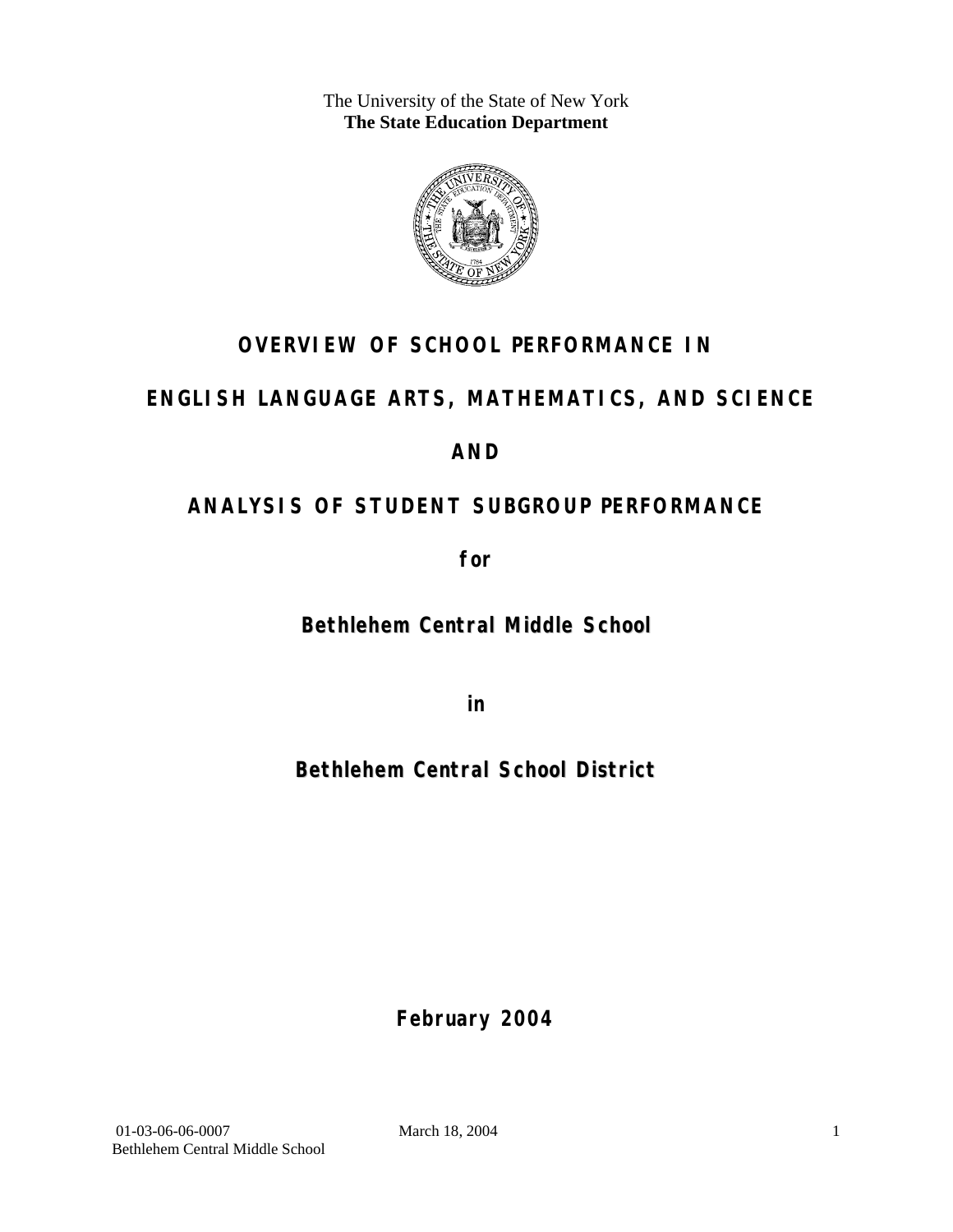The University of the State of New York
**The State Education Department**

# OVERVIEW OF SCHOOL PERFORMANCE IN

# ENGLISH LANGUAGE ARTS, MATHEMATICS, AND SCIENCE

# AND

# ANALYSIS OF STUDENT SUBGROUP PERFORMANCE

**for**

## Bethlehem Central Middle School

**in**

## Bethlehem Central School District

**February 2004**

01-03-06-06-0007 March 18, 2004
Bethlehem Central Middle School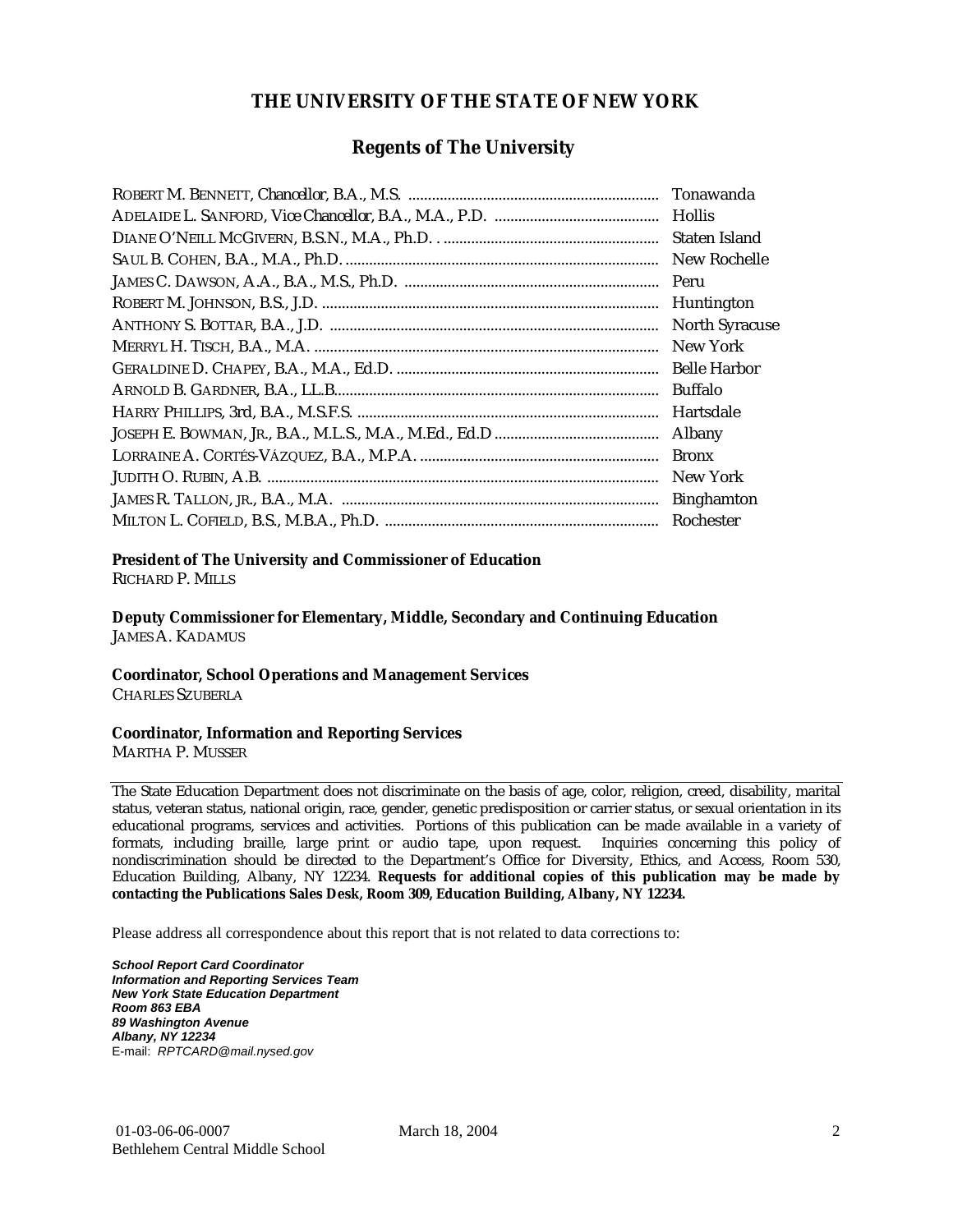# THE UNIVERSITY OF THE STATE OF NEW YORK

## Regents of The University

| | |
|---|---|
| ROBERT M. BENNETT, *Chancellor*, B.A., M.S. | Tonawanda |
| ADELAIDE L. SANFORD, *Vice Chancellor*, B.A., M.A., P.D. | Hollis |
| DIANE O'NEILL MCGIVERN, B.S.N., M.A., Ph.D. | Staten Island |
| SAUL B. COHEN, B.A., M.A., Ph.D. | New Rochelle |
| JAMES C. DAWSON, A.A., B.A., M.S., Ph.D. | Peru |
| ROBERT M. JOHNSON, B.S., J.D. | Huntington |
| ANTHONY S. BOTTAR, B.A., J.D. | North Syracuse |
| MERRYL H. TISCH, B.A., M.A. | New York |
| GERALDINE D. CHAPEY, B.A., M.A., Ed.D. | Belle Harbor |
| ARNOLD B. GARDNER, B.A., LL.B. | Buffalo |
| HARRY PHILLIPS, 3rd, B.A., M.S.F.S. | Hartsdale |
| JOSEPH E. BOWMAN, JR., B.A., M.L.S., M.A., M.Ed., Ed.D | Albany |
| LORRAINE A. CORTÉS-VÁZQUEZ, B.A., M.P.A. | Bronx |
| JUDITH O. RUBIN, A.B. | New York |
| JAMES R. TALLON, JR., B.A., M.A. | Binghamton |
| MILTON L. COFIELD, B.S., M.B.A., Ph.D. | Rochester |

**President of The University and Commissioner of Education**
RICHARD P. MILLS

**Deputy Commissioner for Elementary, Middle, Secondary and Continuing Education**
JAMES A. KADAMUS

**Coordinator, School Operations and Management Services**
CHARLES SZUBERLA

**Coordinator, Information and Reporting Services**
MARTHA P. MUSSER

---

The State Education Department does not discriminate on the basis of age, color, religion, creed, disability, marital status, veteran status, national origin, race, gender, genetic predisposition or carrier status, or sexual orientation in its educational programs, services and activities. Portions of this publication can be made available in a variety of formats, including braille, large print or audio tape, upon request. Inquiries concerning this policy of nondiscrimination should be directed to the Department's Office for Diversity, Ethics, and Access, Room 530, Education Building, Albany, NY 12234. **Requests for additional copies of this publication may be made by contacting the Publications Sales Desk, Room 309, Education Building, Albany, NY 12234.**

Please address all correspondence about this report that is not related to data corrections to:

***School Report Card Coordinator***
***Information and Reporting Services Team***
***New York State Education Department***
***Room 863 EBA***
***89 Washington Avenue***
***Albany, NY 12234***
E-mail: *RPTCARD@mail.nysed.gov*

01-03-06-06-0007 March 18, 2004
Bethlehem Central Middle School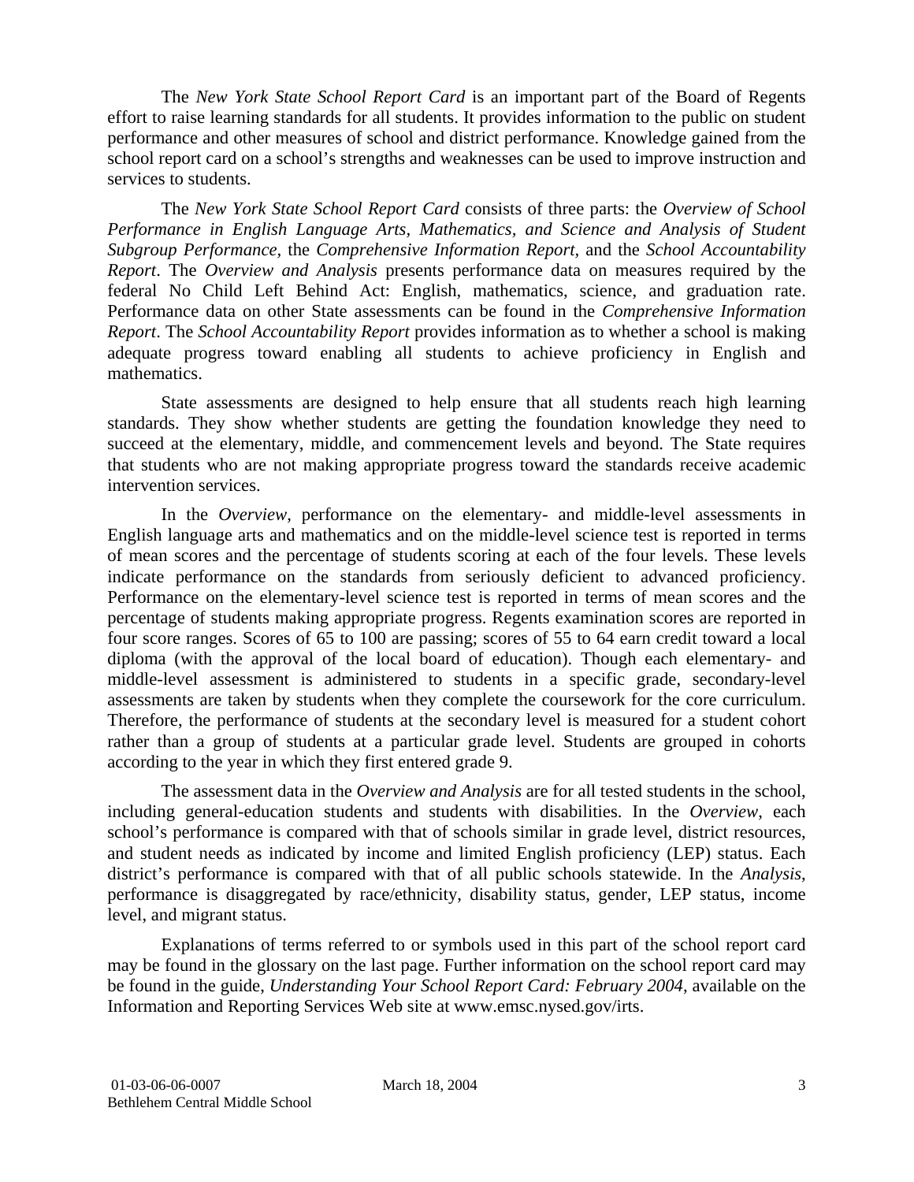The *New York State School Report Card* is an important part of the Board of Regents effort to raise learning standards for all students. It provides information to the public on student performance and other measures of school and district performance. Knowledge gained from the school report card on a school's strengths and weaknesses can be used to improve instruction and services to students.

The *New York State School Report Card* consists of three parts: the *Overview of School Performance in English Language Arts, Mathematics, and Science and Analysis of Student Subgroup Performance,* the *Comprehensive Information Report,* and the *School Accountability Report*. The *Overview and Analysis* presents performance data on measures required by the federal No Child Left Behind Act: English, mathematics, science, and graduation rate. Performance data on other State assessments can be found in the *Comprehensive Information Report*. The *School Accountability Report* provides information as to whether a school is making adequate progress toward enabling all students to achieve proficiency in English and mathematics.

State assessments are designed to help ensure that all students reach high learning standards. They show whether students are getting the foundation knowledge they need to succeed at the elementary, middle, and commencement levels and beyond. The State requires that students who are not making appropriate progress toward the standards receive academic intervention services.

In the *Overview*, performance on the elementary- and middle-level assessments in English language arts and mathematics and on the middle-level science test is reported in terms of mean scores and the percentage of students scoring at each of the four levels. These levels indicate performance on the standards from seriously deficient to advanced proficiency. Performance on the elementary-level science test is reported in terms of mean scores and the percentage of students making appropriate progress. Regents examination scores are reported in four score ranges. Scores of 65 to 100 are passing; scores of 55 to 64 earn credit toward a local diploma (with the approval of the local board of education). Though each elementary- and middle-level assessment is administered to students in a specific grade, secondary-level assessments are taken by students when they complete the coursework for the core curriculum. Therefore, the performance of students at the secondary level is measured for a student cohort rather than a group of students at a particular grade level. Students are grouped in cohorts according to the year in which they first entered grade 9.

The assessment data in the *Overview and Analysis* are for all tested students in the school, including general-education students and students with disabilities. In the *Overview*, each school's performance is compared with that of schools similar in grade level, district resources, and student needs as indicated by income and limited English proficiency (LEP) status. Each district's performance is compared with that of all public schools statewide. In the *Analysis*, performance is disaggregated by race/ethnicity, disability status, gender, LEP status, income level, and migrant status.

Explanations of terms referred to or symbols used in this part of the school report card may be found in the glossary on the last page. Further information on the school report card may be found in the guide, *Understanding Your School Report Card: February 2004*, available on the Information and Reporting Services Web site at www.emsc.nysed.gov/irts.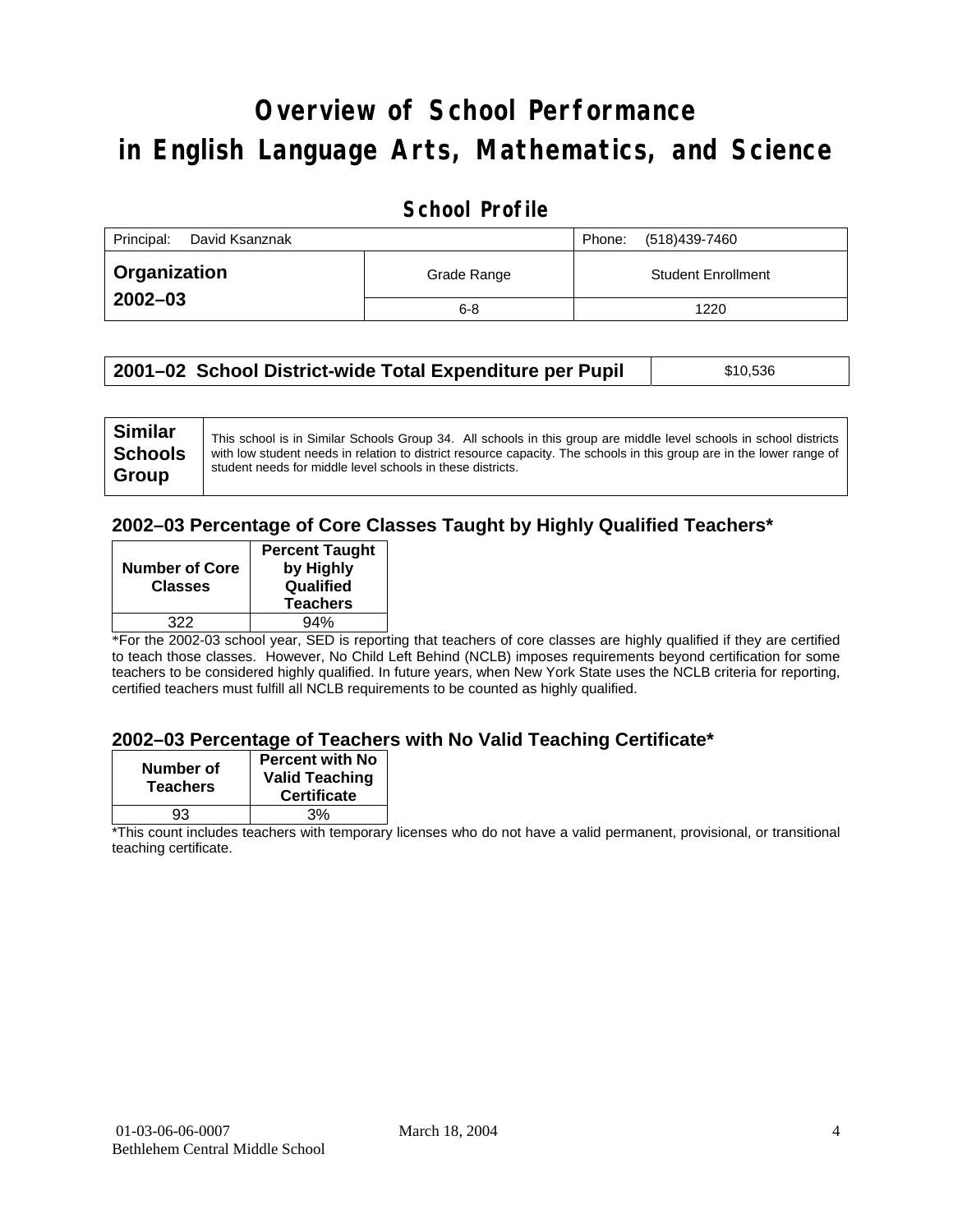# Overview of School Performance in English Language Arts, Mathematics, and Science

## School Profile

| Principal: David Ksanznak | | Phone: (518)439-7460 |
|---|---|---|
| **Organization 2002–03** | Grade Range | Student Enrollment |
| | 6-8 | 1220 |

| **2001–02 School District-wide Total Expenditure per Pupil** | $10,536 |
|---|---|

| **Similar Schools Group** | This school is in Similar Schools Group 34. All schools in this group are middle level schools in school districts with low student needs in relation to district resource capacity. The schools in this group are in the lower range of student needs for middle level schools in these districts. |
|---|---|

### 2002–03 Percentage of Core Classes Taught by Highly Qualified Teachers*

| Number of Core Classes | Percent Taught by Highly Qualified Teachers |
|---|---|
| 322 | 94% |

*For the 2002-03 school year, SED is reporting that teachers of core classes are highly qualified if they are certified to teach those classes. However, No Child Left Behind (NCLB) imposes requirements beyond certification for some teachers to be considered highly qualified. In future years, when New York State uses the NCLB criteria for reporting, certified teachers must fulfill all NCLB requirements to be counted as highly qualified.

### 2002–03 Percentage of Teachers with No Valid Teaching Certificate*

| Number of Teachers | Percent with No Valid Teaching Certificate |
|---|---|
| 93 | 3% |

*This count includes teachers with temporary licenses who do not have a valid permanent, provisional, or transitional teaching certificate.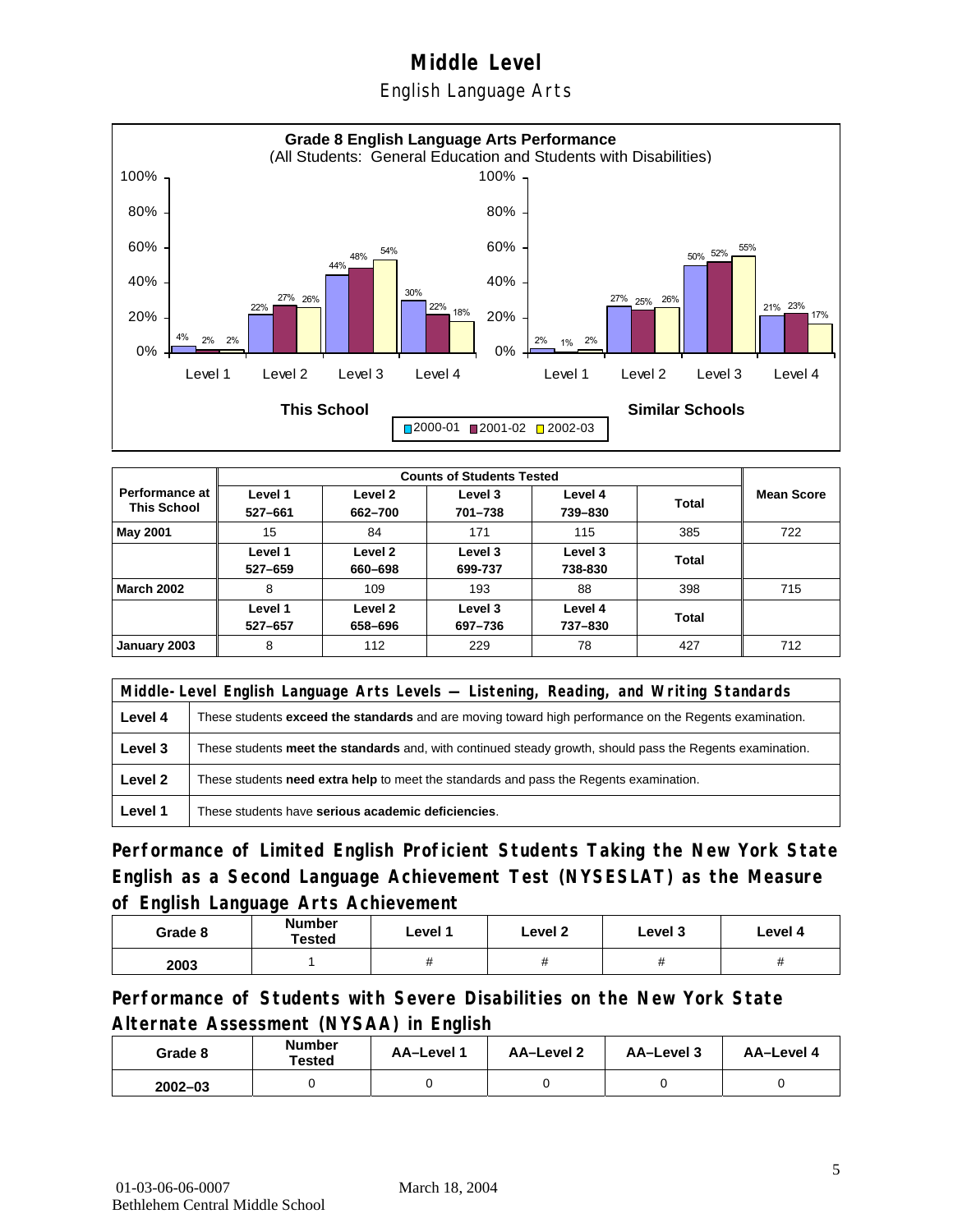# Middle Level

## English Language Arts

**Grade 8 English Language Arts Performance**
(All Students: General Education and Students with Disabilities)

| | This School 2000-01 | This School 2001-02 | This School 2002-03 | Similar Schools 2000-01 | Similar Schools 2001-02 | Similar Schools 2002-03 |
|---|---|---|---|---|---|---|
| Level 1 | 4% | 2% | 2% | 2% | 1% | 2% |
| Level 2 | 22% | 27% | 26% | 27% | 25% | 26% |
| Level 3 | 44% | 48% | 54% | 50% | 52% | 55% |
| Level 4 | 30% | 22% | 18% | 21% | 23% | 17% |

| Performance at This School | Counts of Students Tested | | | | | Mean Score |
|---|---|---|---|---|---|---|
| | Level 1 527–661 | Level 2 662–700 | Level 3 701–738 | Level 4 739–830 | Total | |
| **May 2001** | 15 | 84 | 171 | 115 | 385 | 722 |
| | Level 1 527–659 | Level 2 660–698 | Level 3 699-737 | Level 3 738-830 | Total | |
| **March 2002** | 8 | 109 | 193 | 88 | 398 | 715 |
| | Level 1 527–657 | Level 2 658–696 | Level 3 697–736 | Level 4 737–830 | Total | |
| **January 2003** | 8 | 112 | 229 | 78 | 427 | 712 |

| Middle-Level English Language Arts Levels — Listening, Reading, and Writing Standards | |
|---|---|
| **Level 4** | These students **exceed the standards** and are moving toward high performance on the Regents examination. |
| **Level 3** | These students **meet the standards** and, with continued steady growth, should pass the Regents examination. |
| **Level 2** | These students **need extra help** to meet the standards and pass the Regents examination. |
| **Level 1** | These students have **serious academic deficiencies**. |

### Performance of Limited English Proficient Students Taking the New York State English as a Second Language Achievement Test (NYSESLAT) as the Measure of English Language Arts Achievement

| Grade 8 | Number Tested | Level 1 | Level 2 | Level 3 | Level 4 |
|---|---|---|---|---|---|
| 2003 | 1 | # | # | # | # |

### Performance of Students with Severe Disabilities on the New York State Alternate Assessment (NYSAA) in English

| Grade 8 | Number Tested | AA–Level 1 | AA–Level 2 | AA–Level 3 | AA–Level 4 |
|---|---|---|---|---|---|
| 2002–03 | 0 | 0 | 0 | 0 | 0 |

01-03-06-06-0007 March 18, 2004
Bethlehem Central Middle School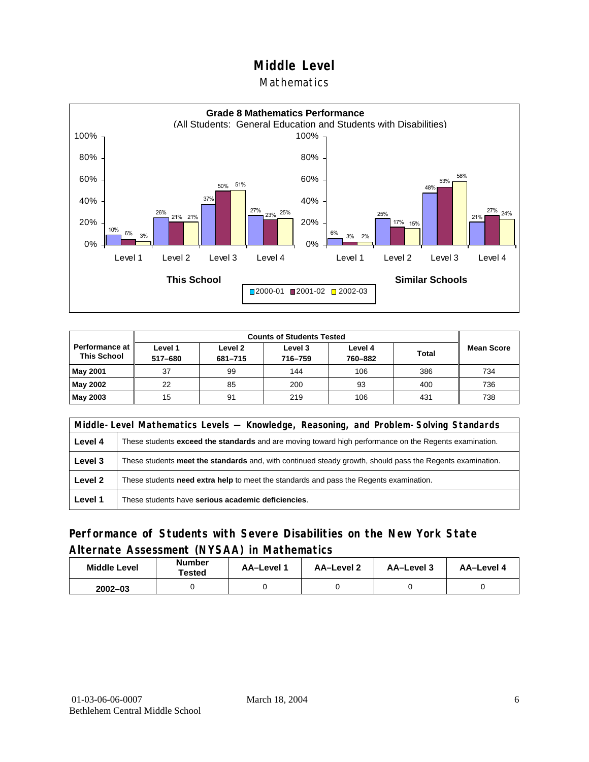# Middle Level

## Mathematics

**Grade 8 Mathematics Performance**
(All Students: General Education and Students with Disabilities)

| | This School 2000-01 | This School 2001-02 | This School 2002-03 | Similar Schools 2000-01 | Similar Schools 2001-02 | Similar Schools 2002-03 |
|---|---|---|---|---|---|---|
| Level 1 | 10% | 6% | 3% | 6% | 3% | 2% |
| Level 2 | 26% | 21% | 21% | 25% | 17% | 15% |
| Level 3 | 37% | 50% | 51% | 48% | 53% | 58% |
| Level 4 | 27% | 23% | 25% | 21% | 27% | 24% |

| Performance at This School | Counts of Students Tested | | | | | Mean Score |
|---|---|---|---|---|---|---|
| | Level 1 517–680 | Level 2 681–715 | Level 3 716–759 | Level 4 760–882 | Total | |
| **May 2001** | 37 | 99 | 144 | 106 | 386 | 734 |
| **May 2002** | 22 | 85 | 200 | 93 | 400 | 736 |
| **May 2003** | 15 | 91 | 219 | 106 | 431 | 738 |

| Middle-Level Mathematics Levels — Knowledge, Reasoning, and Problem-Solving Standards | |
|---|---|
| **Level 4** | These students **exceed the standards** and are moving toward high performance on the Regents examination. |
| **Level 3** | These students **meet the standards** and, with continued steady growth, should pass the Regents examination. |
| **Level 2** | These students **need extra help** to meet the standards and pass the Regents examination. |
| **Level 1** | These students have **serious academic deficiencies**. |

## Performance of Students with Severe Disabilities on the New York State Alternate Assessment (NYSAA) in Mathematics

| Middle Level | Number Tested | AA–Level 1 | AA–Level 2 | AA–Level 3 | AA–Level 4 |
|---|---|---|---|---|---|
| **2002–03** | 0 | 0 | 0 | 0 | 0 |

01-03-06-06-0007 March 18, 2004
Bethlehem Central Middle School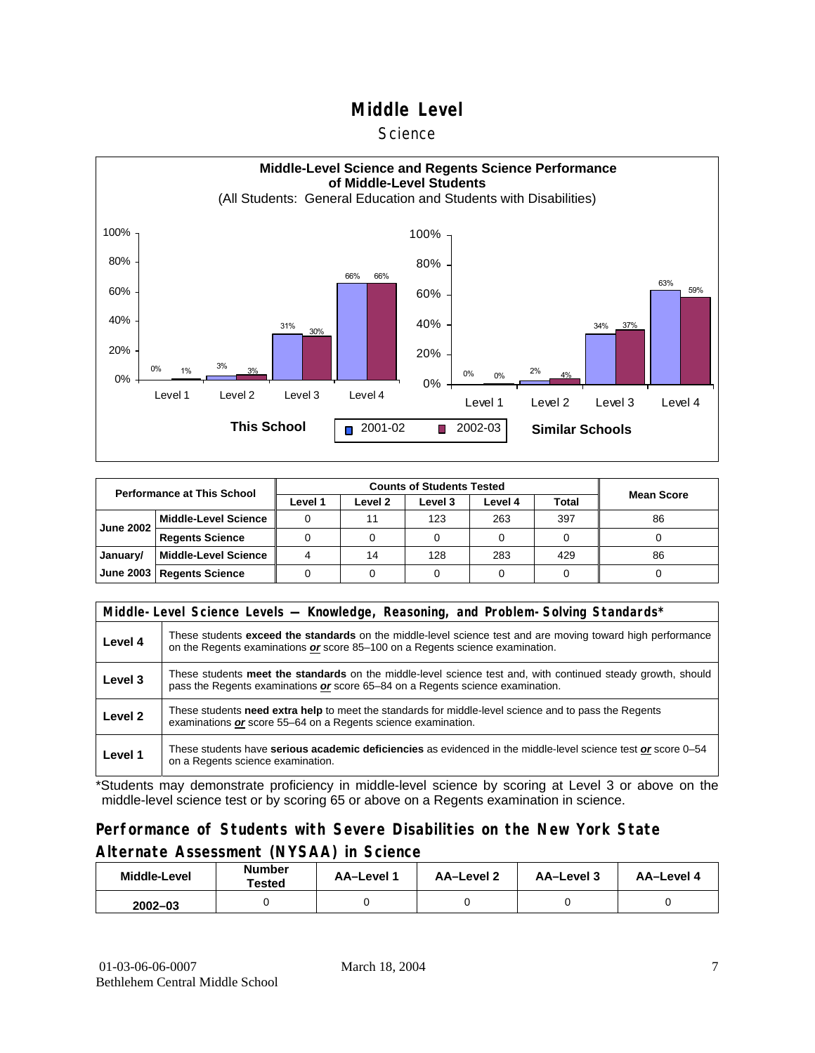# Middle Level

## Science

**Middle-Level Science and Regents Science Performance of Middle-Level Students**

(All Students: General Education and Students with Disabilities)

**This School**

| | 2001-02 | 2002-03 |
|---|---|---|
| Level 1 | 0% | 1% |
| Level 2 | 3% | 3% |
| Level 3 | 31% | 30% |
| Level 4 | 66% | 66% |

**Similar Schools**

| | 2001-02 | 2002-03 |
|---|---|---|
| Level 1 | 0% | 0% |
| Level 2 | 2% | 4% |
| Level 3 | 34% | 37% |
| Level 4 | 63% | 59% |

| Performance at This School | | Counts of Students Tested | | | | | Mean Score |
|---|---|---|---|---|---|---|---|
| | | Level 1 | Level 2 | Level 3 | Level 4 | Total | |
| June 2002 | Middle-Level Science | 0 | 11 | 123 | 263 | 397 | 86 |
| | Regents Science | 0 | 0 | 0 | 0 | 0 | 0 |
| January/ June 2003 | Middle-Level Science | 4 | 14 | 128 | 283 | 429 | 86 |
| | Regents Science | 0 | 0 | 0 | 0 | 0 | 0 |

| Middle-Level Science Levels — Knowledge, Reasoning, and Problem-Solving Standards* | |
|---|---|
| **Level 4** | These students **exceed the standards** on the middle-level science test and are moving toward high performance on the Regents examinations ***or*** score 85–100 on a Regents science examination. |
| **Level 3** | These students **meet the standards** on the middle-level science test and, with continued steady growth, should pass the Regents examinations ***or*** score 65–84 on a Regents science examination. |
| **Level 2** | These students **need extra help** to meet the standards for middle-level science and to pass the Regents examinations ***or*** score 55–64 on a Regents science examination. |
| **Level 1** | These students have **serious academic deficiencies** as evidenced in the middle-level science test ***or*** score 0–54 on a Regents science examination. |

*Students may demonstrate proficiency in middle-level science by scoring at Level 3 or above on the middle-level science test or by scoring 65 or above on a Regents examination in science.

## Performance of Students with Severe Disabilities on the New York State Alternate Assessment (NYSAA) in Science

| Middle-Level | Number Tested | AA–Level 1 | AA–Level 2 | AA–Level 3 | AA–Level 4 |
|---|---|---|---|---|---|
| 2002–03 | 0 | 0 | 0 | 0 | 0 |

01-03-06-06-0007 March 18, 2004
Bethlehem Central Middle School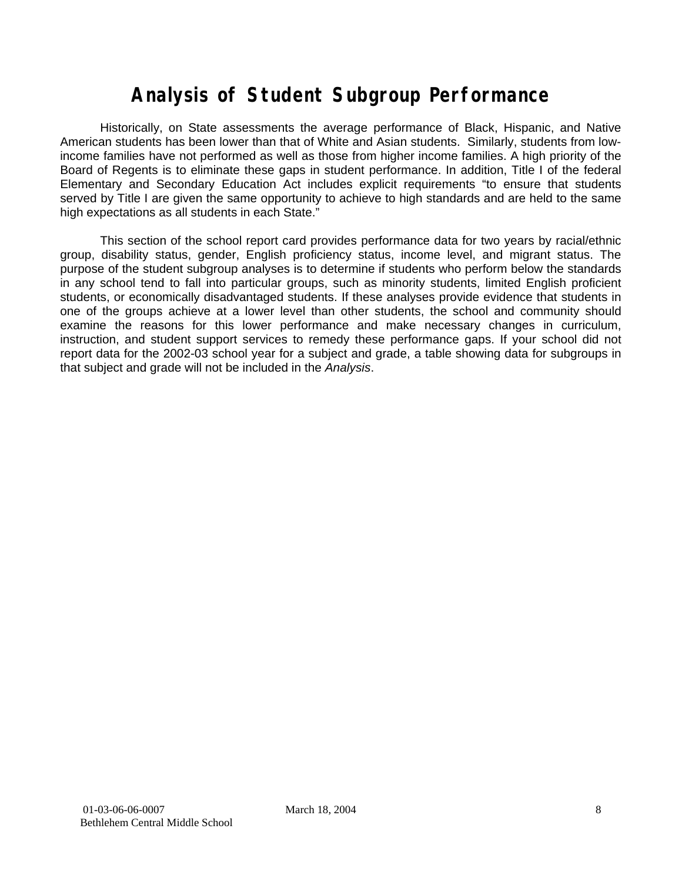# Analysis of Student Subgroup Performance

Historically, on State assessments the average performance of Black, Hispanic, and Native American students has been lower than that of White and Asian students. Similarly, students from low-income families have not performed as well as those from higher income families. A high priority of the Board of Regents is to eliminate these gaps in student performance. In addition, Title I of the federal Elementary and Secondary Education Act includes explicit requirements "to ensure that students served by Title I are given the same opportunity to achieve to high standards and are held to the same high expectations as all students in each State."

This section of the school report card provides performance data for two years by racial/ethnic group, disability status, gender, English proficiency status, income level, and migrant status. The purpose of the student subgroup analyses is to determine if students who perform below the standards in any school tend to fall into particular groups, such as minority students, limited English proficient students, or economically disadvantaged students. If these analyses provide evidence that students in one of the groups achieve at a lower level than other students, the school and community should examine the reasons for this lower performance and make necessary changes in curriculum, instruction, and student support services to remedy these performance gaps. If your school did not report data for the 2002-03 school year for a subject and grade, a table showing data for subgroups in that subject and grade will not be included in the *Analysis*.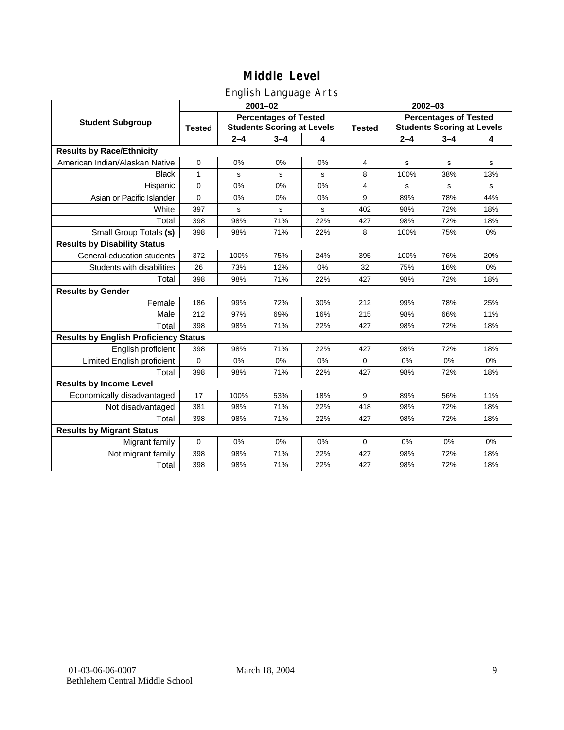# Middle Level

## English Language Arts

| Student Subgroup | 2001–02 | | | | 2002–03 | | | |
|---|---|---|---|---|---|---|---|---|
| | Tested | Percentages of Tested Students Scoring at Levels | | | Tested | Percentages of Tested Students Scoring at Levels | | |
| | | 2–4 | 3–4 | 4 | | 2–4 | 3–4 | 4 |
| **Results by Race/Ethnicity** | | | | | | | | |
| American Indian/Alaskan Native | 0 | 0% | 0% | 0% | 4 | s | s | s |
| Black | 1 | s | s | s | 8 | 100% | 38% | 13% |
| Hispanic | 0 | 0% | 0% | 0% | 4 | s | s | s |
| Asian or Pacific Islander | 0 | 0% | 0% | 0% | 9 | 89% | 78% | 44% |
| White | 397 | s | s | s | 402 | 98% | 72% | 18% |
| Total | 398 | 98% | 71% | 22% | 427 | 98% | 72% | 18% |
| Small Group Totals **(s)** | 398 | 98% | 71% | 22% | 8 | 100% | 75% | 0% |
| **Results by Disability Status** | | | | | | | | |
| General-education students | 372 | 100% | 75% | 24% | 395 | 100% | 76% | 20% |
| Students with disabilities | 26 | 73% | 12% | 0% | 32 | 75% | 16% | 0% |
| Total | 398 | 98% | 71% | 22% | 427 | 98% | 72% | 18% |
| **Results by Gender** | | | | | | | | |
| Female | 186 | 99% | 72% | 30% | 212 | 99% | 78% | 25% |
| Male | 212 | 97% | 69% | 16% | 215 | 98% | 66% | 11% |
| Total | 398 | 98% | 71% | 22% | 427 | 98% | 72% | 18% |
| **Results by English Proficiency Status** | | | | | | | | |
| English proficient | 398 | 98% | 71% | 22% | 427 | 98% | 72% | 18% |
| Limited English proficient | 0 | 0% | 0% | 0% | 0 | 0% | 0% | 0% |
| Total | 398 | 98% | 71% | 22% | 427 | 98% | 72% | 18% |
| **Results by Income Level** | | | | | | | | |
| Economically disadvantaged | 17 | 100% | 53% | 18% | 9 | 89% | 56% | 11% |
| Not disadvantaged | 381 | 98% | 71% | 22% | 418 | 98% | 72% | 18% |
| Total | 398 | 98% | 71% | 22% | 427 | 98% | 72% | 18% |
| **Results by Migrant Status** | | | | | | | | |
| Migrant family | 0 | 0% | 0% | 0% | 0 | 0% | 0% | 0% |
| Not migrant family | 398 | 98% | 71% | 22% | 427 | 98% | 72% | 18% |
| Total | 398 | 98% | 71% | 22% | 427 | 98% | 72% | 18% |

01-03-06-06-0007 March 18, 2004
Bethlehem Central Middle School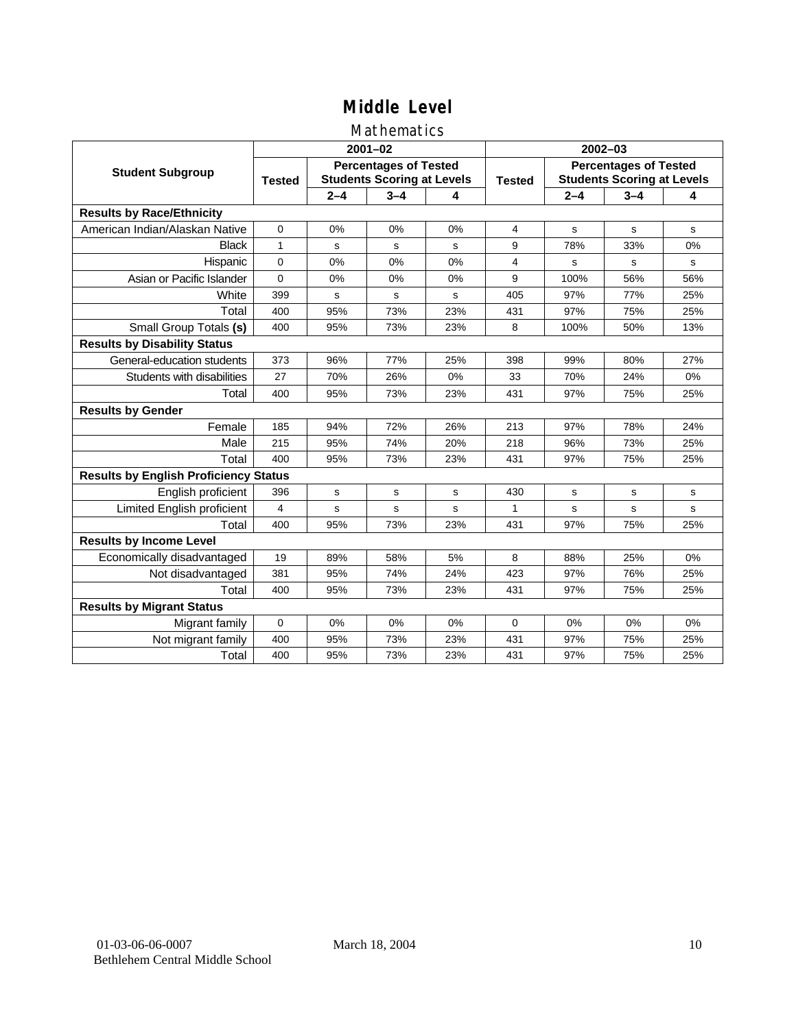# Middle Level

## Mathematics

| Student Subgroup | 2001–02 | | | | 2002–03 | | | |
|---|---|---|---|---|---|---|---|---|
| | Tested | Percentages of Tested Students Scoring at Levels | | | Tested | Percentages of Tested Students Scoring at Levels | | |
| | | 2–4 | 3–4 | 4 | | 2–4 | 3–4 | 4 |
| **Results by Race/Ethnicity** | | | | | | | | |
| American Indian/Alaskan Native | 0 | 0% | 0% | 0% | 4 | s | s | s |
| Black | 1 | s | s | s | 9 | 78% | 33% | 0% |
| Hispanic | 0 | 0% | 0% | 0% | 4 | s | s | s |
| Asian or Pacific Islander | 0 | 0% | 0% | 0% | 9 | 100% | 56% | 56% |
| White | 399 | s | s | s | 405 | 97% | 77% | 25% |
| Total | 400 | 95% | 73% | 23% | 431 | 97% | 75% | 25% |
| Small Group Totals **(s)** | 400 | 95% | 73% | 23% | 8 | 100% | 50% | 13% |
| **Results by Disability Status** | | | | | | | | |
| General-education students | 373 | 96% | 77% | 25% | 398 | 99% | 80% | 27% |
| Students with disabilities | 27 | 70% | 26% | 0% | 33 | 70% | 24% | 0% |
| Total | 400 | 95% | 73% | 23% | 431 | 97% | 75% | 25% |
| **Results by Gender** | | | | | | | | |
| Female | 185 | 94% | 72% | 26% | 213 | 97% | 78% | 24% |
| Male | 215 | 95% | 74% | 20% | 218 | 96% | 73% | 25% |
| Total | 400 | 95% | 73% | 23% | 431 | 97% | 75% | 25% |
| **Results by English Proficiency Status** | | | | | | | | |
| English proficient | 396 | s | s | s | 430 | s | s | s |
| Limited English proficient | 4 | s | s | s | 1 | s | s | s |
| Total | 400 | 95% | 73% | 23% | 431 | 97% | 75% | 25% |
| **Results by Income Level** | | | | | | | | |
| Economically disadvantaged | 19 | 89% | 58% | 5% | 8 | 88% | 25% | 0% |
| Not disadvantaged | 381 | 95% | 74% | 24% | 423 | 97% | 76% | 25% |
| Total | 400 | 95% | 73% | 23% | 431 | 97% | 75% | 25% |
| **Results by Migrant Status** | | | | | | | | |
| Migrant family | 0 | 0% | 0% | 0% | 0 | 0% | 0% | 0% |
| Not migrant family | 400 | 95% | 73% | 23% | 431 | 97% | 75% | 25% |
| Total | 400 | 95% | 73% | 23% | 431 | 97% | 75% | 25% |

01-03-06-06-0007 March 18, 2004
Bethlehem Central Middle School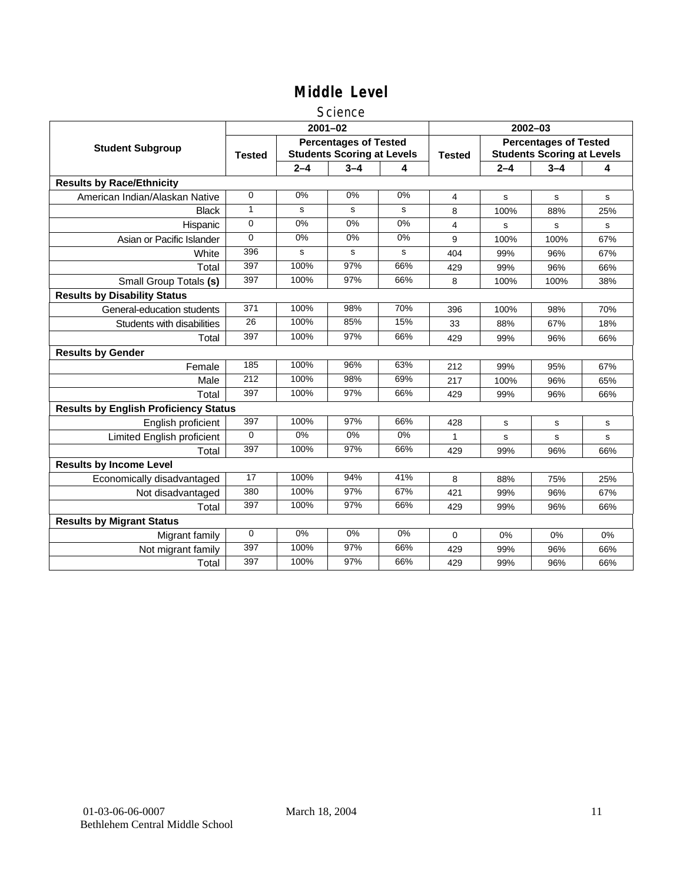# Middle Level

## Science

| Student Subgroup | 2001–02 | | | | 2002–03 | | | |
|---|---|---|---|---|---|---|---|---|
| | Tested | Percentages of Tested Students Scoring at Levels | | | Tested | Percentages of Tested Students Scoring at Levels | | |
| | | 2–4 | 3–4 | 4 | | 2–4 | 3–4 | 4 |
| **Results by Race/Ethnicity** | | | | | | | | |
| American Indian/Alaskan Native | 0 | 0% | 0% | 0% | 4 | s | s | s |
| Black | 1 | s | s | s | 8 | 100% | 88% | 25% |
| Hispanic | 0 | 0% | 0% | 0% | 4 | s | s | s |
| Asian or Pacific Islander | 0 | 0% | 0% | 0% | 9 | 100% | 100% | 67% |
| White | 396 | s | s | s | 404 | 99% | 96% | 67% |
| Total | 397 | 100% | 97% | 66% | 429 | 99% | 96% | 66% |
| Small Group Totals **(s)** | 397 | 100% | 97% | 66% | 8 | 100% | 100% | 38% |
| **Results by Disability Status** | | | | | | | | |
| General-education students | 371 | 100% | 98% | 70% | 396 | 100% | 98% | 70% |
| Students with disabilities | 26 | 100% | 85% | 15% | 33 | 88% | 67% | 18% |
| Total | 397 | 100% | 97% | 66% | 429 | 99% | 96% | 66% |
| **Results by Gender** | | | | | | | | |
| Female | 185 | 100% | 96% | 63% | 212 | 99% | 95% | 67% |
| Male | 212 | 100% | 98% | 69% | 217 | 100% | 96% | 65% |
| Total | 397 | 100% | 97% | 66% | 429 | 99% | 96% | 66% |
| **Results by English Proficiency Status** | | | | | | | | |
| English proficient | 397 | 100% | 97% | 66% | 428 | s | s | s |
| Limited English proficient | 0 | 0% | 0% | 0% | 1 | s | s | s |
| Total | 397 | 100% | 97% | 66% | 429 | 99% | 96% | 66% |
| **Results by Income Level** | | | | | | | | |
| Economically disadvantaged | 17 | 100% | 94% | 41% | 8 | 88% | 75% | 25% |
| Not disadvantaged | 380 | 100% | 97% | 67% | 421 | 99% | 96% | 67% |
| Total | 397 | 100% | 97% | 66% | 429 | 99% | 96% | 66% |
| **Results by Migrant Status** | | | | | | | | |
| Migrant family | 0 | 0% | 0% | 0% | 0 | 0% | 0% | 0% |
| Not migrant family | 397 | 100% | 97% | 66% | 429 | 99% | 96% | 66% |
| Total | 397 | 100% | 97% | 66% | 429 | 99% | 96% | 66% |

01-03-06-06-0007 March 18, 2004
Bethlehem Central Middle School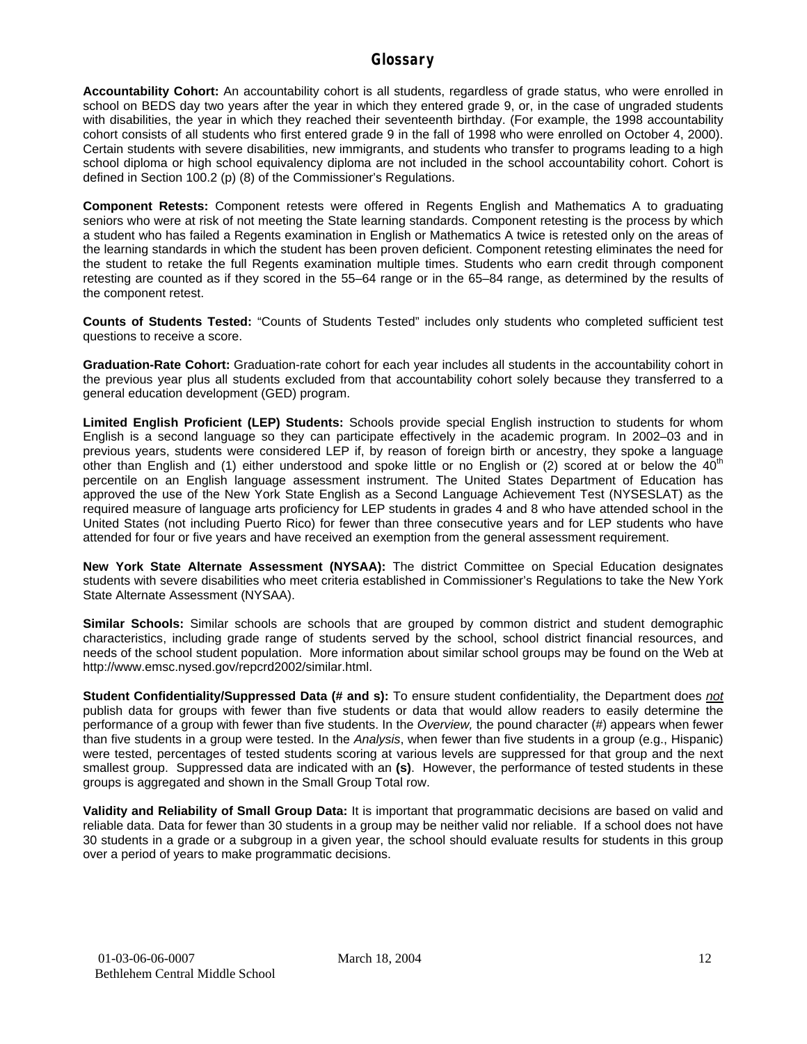# Glossary

**Accountability Cohort:** An accountability cohort is all students, regardless of grade status, who were enrolled in school on BEDS day two years after the year in which they entered grade 9, or, in the case of ungraded students with disabilities, the year in which they reached their seventeenth birthday. (For example, the 1998 accountability cohort consists of all students who first entered grade 9 in the fall of 1998 who were enrolled on October 4, 2000). Certain students with severe disabilities, new immigrants, and students who transfer to programs leading to a high school diploma or high school equivalency diploma are not included in the school accountability cohort. Cohort is defined in Section 100.2 (p) (8) of the Commissioner's Regulations.

**Component Retests:** Component retests were offered in Regents English and Mathematics A to graduating seniors who were at risk of not meeting the State learning standards. Component retesting is the process by which a student who has failed a Regents examination in English or Mathematics A twice is retested only on the areas of the learning standards in which the student has been proven deficient. Component retesting eliminates the need for the student to retake the full Regents examination multiple times. Students who earn credit through component retesting are counted as if they scored in the 55–64 range or in the 65–84 range, as determined by the results of the component retest.

**Counts of Students Tested:** "Counts of Students Tested" includes only students who completed sufficient test questions to receive a score.

**Graduation-Rate Cohort:** Graduation-rate cohort for each year includes all students in the accountability cohort in the previous year plus all students excluded from that accountability cohort solely because they transferred to a general education development (GED) program.

**Limited English Proficient (LEP) Students:** Schools provide special English instruction to students for whom English is a second language so they can participate effectively in the academic program. In 2002–03 and in previous years, students were considered LEP if, by reason of foreign birth or ancestry, they spoke a language other than English and (1) either understood and spoke little or no English or (2) scored at or below the 40th percentile on an English language assessment instrument. The United States Department of Education has approved the use of the New York State English as a Second Language Achievement Test (NYSESLAT) as the required measure of language arts proficiency for LEP students in grades 4 and 8 who have attended school in the United States (not including Puerto Rico) for fewer than three consecutive years and for LEP students who have attended for four or five years and have received an exemption from the general assessment requirement.

**New York State Alternate Assessment (NYSAA):** The district Committee on Special Education designates students with severe disabilities who meet criteria established in Commissioner's Regulations to take the New York State Alternate Assessment (NYSAA).

**Similar Schools:** Similar schools are schools that are grouped by common district and student demographic characteristics, including grade range of students served by the school, school district financial resources, and needs of the school student population. More information about similar school groups may be found on the Web at http://www.emsc.nysed.gov/repcrd2002/similar.html.

**Student Confidentiality/Suppressed Data (# and s):** To ensure student confidentiality, the Department does *not* publish data for groups with fewer than five students or data that would allow readers to easily determine the performance of a group with fewer than five students. In the *Overview,* the pound character (#) appears when fewer than five students in a group were tested. In the *Analysis*, when fewer than five students in a group (e.g., Hispanic) were tested, percentages of tested students scoring at various levels are suppressed for that group and the next smallest group. Suppressed data are indicated with an **(s)**. However, the performance of tested students in these groups is aggregated and shown in the Small Group Total row.

**Validity and Reliability of Small Group Data:** It is important that programmatic decisions are based on valid and reliable data. Data for fewer than 30 students in a group may be neither valid nor reliable. If a school does not have 30 students in a grade or a subgroup in a given year, the school should evaluate results for students in this group over a period of years to make programmatic decisions.